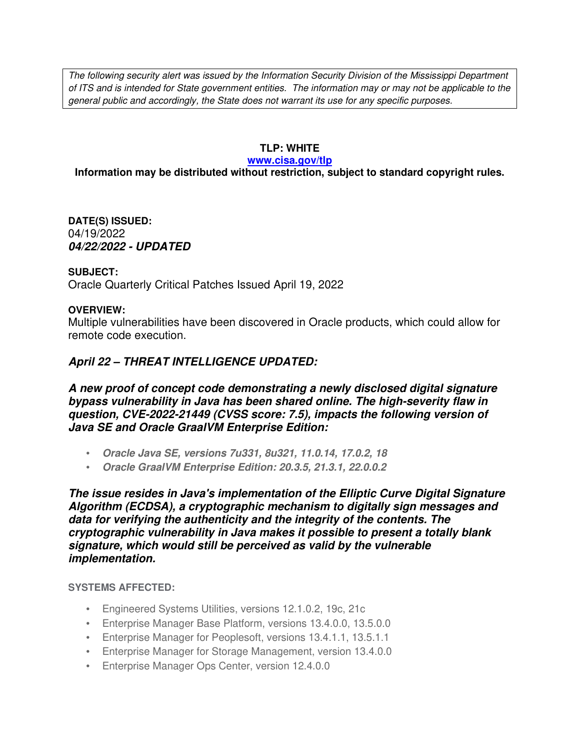*The following security alert was issued by the Information Security Division of the Mississippi Department of ITS and is intended for State government entities. The information may or may not be applicable to the general public and accordingly, the State does not warrant its use for any specific purposes.*

**TLP: WHITE**

**www.cisa.gov/tlp**

**Information may be distributed without restriction, subject to standard copyright rules.**

**DATE(S) ISSUED:**

04/19/2022

***04/22/2022 - UPDATED***

**SUBJECT:**

Oracle Quarterly Critical Patches Issued April 19, 2022

**OVERVIEW:**

Multiple vulnerabilities have been discovered in Oracle products, which could allow for remote code execution.

***April 22 – THREAT INTELLIGENCE UPDATED:***

***A new proof of concept code demonstrating a newly disclosed digital signature bypass vulnerability in Java has been shared online. The high-severity flaw in question, CVE-2022-21449 (CVSS score: 7.5), impacts the following version of Java SE and Oracle GraalVM Enterprise Edition:***

- ***Oracle Java SE, versions 7u331, 8u321, 11.0.14, 17.0.2, 18***
- ***Oracle GraalVM Enterprise Edition: 20.3.5, 21.3.1, 22.0.0.2***

***The issue resides in Java's implementation of the Elliptic Curve Digital Signature Algorithm (ECDSA), a cryptographic mechanism to digitally sign messages and data for verifying the authenticity and the integrity of the contents. The cryptographic vulnerability in Java makes it possible to present a totally blank signature, which would still be perceived as valid by the vulnerable implementation.***

**SYSTEMS AFFECTED:**

- Engineered Systems Utilities, versions 12.1.0.2, 19c, 21c
- Enterprise Manager Base Platform, versions 13.4.0.0, 13.5.0.0
- Enterprise Manager for Peoplesoft, versions 13.4.1.1, 13.5.1.1
- Enterprise Manager for Storage Management, version 13.4.0.0
- Enterprise Manager Ops Center, version 12.4.0.0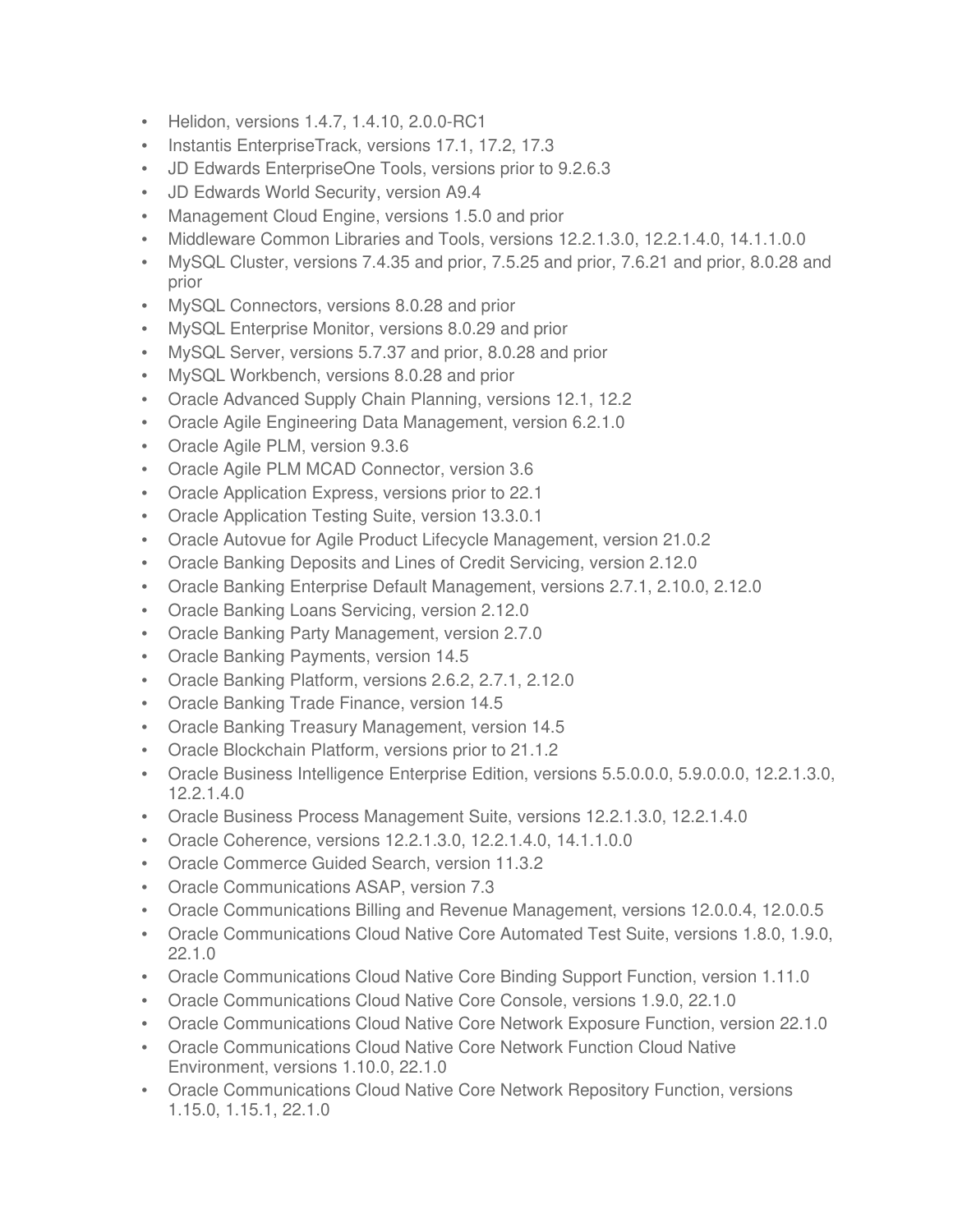- Helidon, versions 1.4.7, 1.4.10, 2.0.0-RC1
- Instantis EnterpriseTrack, versions 17.1, 17.2, 17.3
- JD Edwards EnterpriseOne Tools, versions prior to 9.2.6.3
- JD Edwards World Security, version A9.4
- Management Cloud Engine, versions 1.5.0 and prior
- Middleware Common Libraries and Tools, versions 12.2.1.3.0, 12.2.1.4.0, 14.1.1.0.0
- MySQL Cluster, versions 7.4.35 and prior, 7.5.25 and prior, 7.6.21 and prior, 8.0.28 and prior
- MySQL Connectors, versions 8.0.28 and prior
- MySQL Enterprise Monitor, versions 8.0.29 and prior
- MySQL Server, versions 5.7.37 and prior, 8.0.28 and prior
- MySQL Workbench, versions 8.0.28 and prior
- Oracle Advanced Supply Chain Planning, versions 12.1, 12.2
- Oracle Agile Engineering Data Management, version 6.2.1.0
- Oracle Agile PLM, version 9.3.6
- Oracle Agile PLM MCAD Connector, version 3.6
- Oracle Application Express, versions prior to 22.1
- Oracle Application Testing Suite, version 13.3.0.1
- Oracle Autovue for Agile Product Lifecycle Management, version 21.0.2
- Oracle Banking Deposits and Lines of Credit Servicing, version 2.12.0
- Oracle Banking Enterprise Default Management, versions 2.7.1, 2.10.0, 2.12.0
- Oracle Banking Loans Servicing, version 2.12.0
- Oracle Banking Party Management, version 2.7.0
- Oracle Banking Payments, version 14.5
- Oracle Banking Platform, versions 2.6.2, 2.7.1, 2.12.0
- Oracle Banking Trade Finance, version 14.5
- Oracle Banking Treasury Management, version 14.5
- Oracle Blockchain Platform, versions prior to 21.1.2
- Oracle Business Intelligence Enterprise Edition, versions 5.5.0.0.0, 5.9.0.0.0, 12.2.1.3.0, 12.2.1.4.0
- Oracle Business Process Management Suite, versions 12.2.1.3.0, 12.2.1.4.0
- Oracle Coherence, versions 12.2.1.3.0, 12.2.1.4.0, 14.1.1.0.0
- Oracle Commerce Guided Search, version 11.3.2
- Oracle Communications ASAP, version 7.3
- Oracle Communications Billing and Revenue Management, versions 12.0.0.4, 12.0.0.5
- Oracle Communications Cloud Native Core Automated Test Suite, versions 1.8.0, 1.9.0, 22.1.0
- Oracle Communications Cloud Native Core Binding Support Function, version 1.11.0
- Oracle Communications Cloud Native Core Console, versions 1.9.0, 22.1.0
- Oracle Communications Cloud Native Core Network Exposure Function, version 22.1.0
- Oracle Communications Cloud Native Core Network Function Cloud Native Environment, versions 1.10.0, 22.1.0
- Oracle Communications Cloud Native Core Network Repository Function, versions 1.15.0, 1.15.1, 22.1.0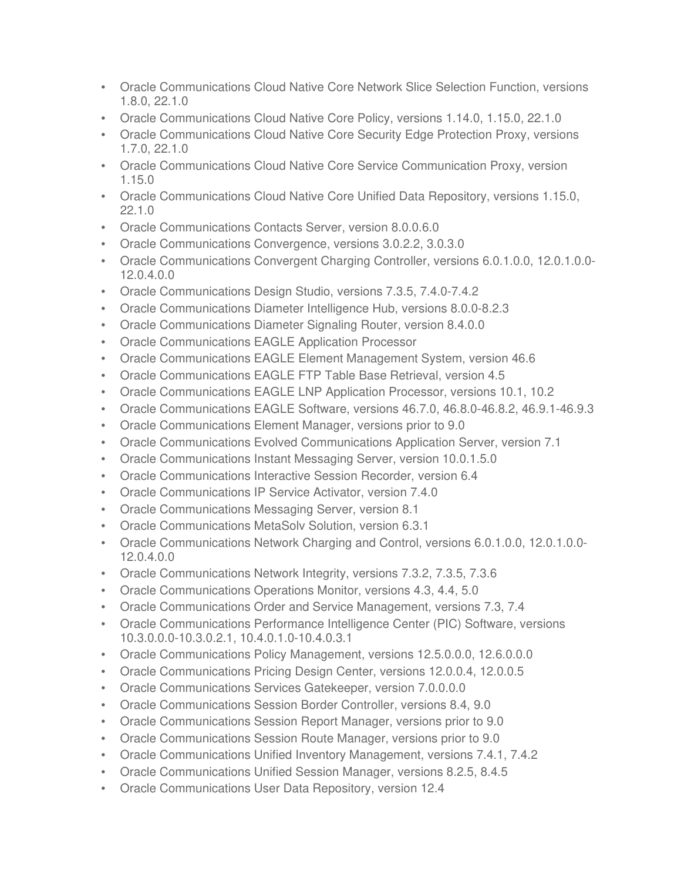- Oracle Communications Cloud Native Core Network Slice Selection Function, versions 1.8.0, 22.1.0
- Oracle Communications Cloud Native Core Policy, versions 1.14.0, 1.15.0, 22.1.0
- Oracle Communications Cloud Native Core Security Edge Protection Proxy, versions 1.7.0, 22.1.0
- Oracle Communications Cloud Native Core Service Communication Proxy, version 1.15.0
- Oracle Communications Cloud Native Core Unified Data Repository, versions 1.15.0, 22.1.0
- Oracle Communications Contacts Server, version 8.0.0.6.0
- Oracle Communications Convergence, versions 3.0.2.2, 3.0.3.0
- Oracle Communications Convergent Charging Controller, versions 6.0.1.0.0, 12.0.1.0.0-12.0.4.0.0
- Oracle Communications Design Studio, versions 7.3.5, 7.4.0-7.4.2
- Oracle Communications Diameter Intelligence Hub, versions 8.0.0-8.2.3
- Oracle Communications Diameter Signaling Router, version 8.4.0.0
- Oracle Communications EAGLE Application Processor
- Oracle Communications EAGLE Element Management System, version 46.6
- Oracle Communications EAGLE FTP Table Base Retrieval, version 4.5
- Oracle Communications EAGLE LNP Application Processor, versions 10.1, 10.2
- Oracle Communications EAGLE Software, versions 46.7.0, 46.8.0-46.8.2, 46.9.1-46.9.3
- Oracle Communications Element Manager, versions prior to 9.0
- Oracle Communications Evolved Communications Application Server, version 7.1
- Oracle Communications Instant Messaging Server, version 10.0.1.5.0
- Oracle Communications Interactive Session Recorder, version 6.4
- Oracle Communications IP Service Activator, version 7.4.0
- Oracle Communications Messaging Server, version 8.1
- Oracle Communications MetaSolv Solution, version 6.3.1
- Oracle Communications Network Charging and Control, versions 6.0.1.0.0, 12.0.1.0.0-12.0.4.0.0
- Oracle Communications Network Integrity, versions 7.3.2, 7.3.5, 7.3.6
- Oracle Communications Operations Monitor, versions 4.3, 4.4, 5.0
- Oracle Communications Order and Service Management, versions 7.3, 7.4
- Oracle Communications Performance Intelligence Center (PIC) Software, versions 10.3.0.0.0-10.3.0.2.1, 10.4.0.1.0-10.4.0.3.1
- Oracle Communications Policy Management, versions 12.5.0.0.0, 12.6.0.0.0
- Oracle Communications Pricing Design Center, versions 12.0.0.4, 12.0.0.5
- Oracle Communications Services Gatekeeper, version 7.0.0.0.0
- Oracle Communications Session Border Controller, versions 8.4, 9.0
- Oracle Communications Session Report Manager, versions prior to 9.0
- Oracle Communications Session Route Manager, versions prior to 9.0
- Oracle Communications Unified Inventory Management, versions 7.4.1, 7.4.2
- Oracle Communications Unified Session Manager, versions 8.2.5, 8.4.5
- Oracle Communications User Data Repository, version 12.4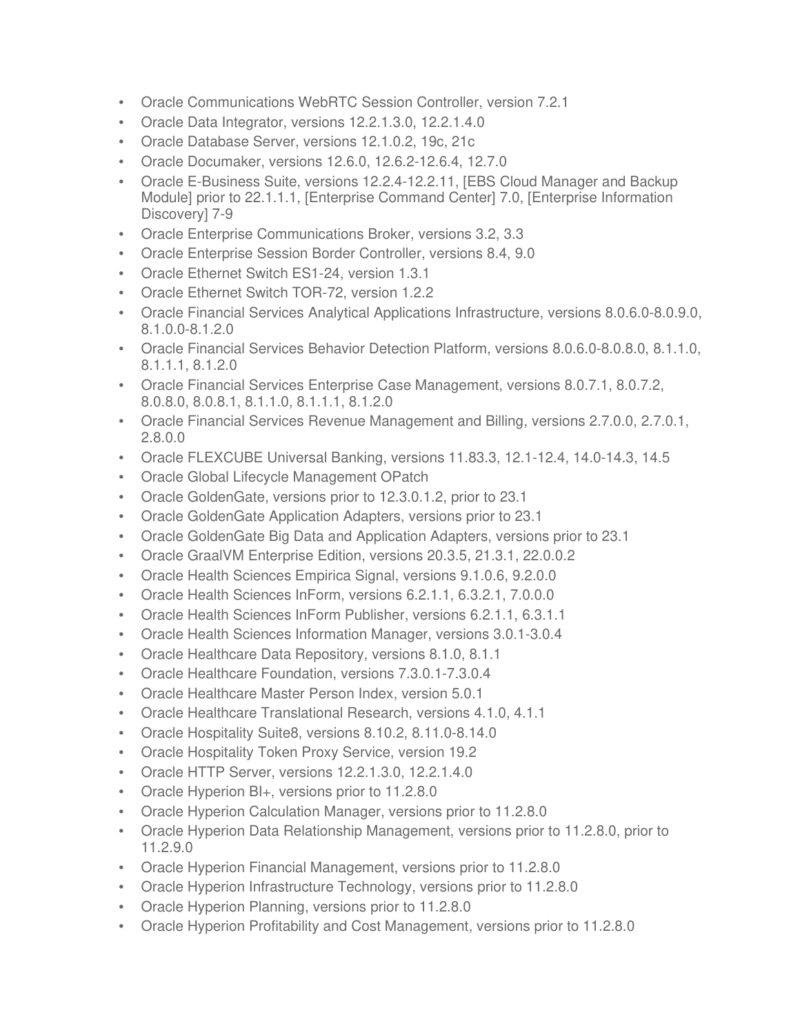- Oracle Communications WebRTC Session Controller, version 7.2.1
- Oracle Data Integrator, versions 12.2.1.3.0, 12.2.1.4.0
- Oracle Database Server, versions 12.1.0.2, 19c, 21c
- Oracle Documaker, versions 12.6.0, 12.6.2-12.6.4, 12.7.0
- Oracle E-Business Suite, versions 12.2.4-12.2.11, [EBS Cloud Manager and Backup Module] prior to 22.1.1.1, [Enterprise Command Center] 7.0, [Enterprise Information Discovery] 7-9
- Oracle Enterprise Communications Broker, versions 3.2, 3.3
- Oracle Enterprise Session Border Controller, versions 8.4, 9.0
- Oracle Ethernet Switch ES1-24, version 1.3.1
- Oracle Ethernet Switch TOR-72, version 1.2.2
- Oracle Financial Services Analytical Applications Infrastructure, versions 8.0.6.0-8.0.9.0, 8.1.0.0-8.1.2.0
- Oracle Financial Services Behavior Detection Platform, versions 8.0.6.0-8.0.8.0, 8.1.1.0, 8.1.1.1, 8.1.2.0
- Oracle Financial Services Enterprise Case Management, versions 8.0.7.1, 8.0.7.2, 8.0.8.0, 8.0.8.1, 8.1.1.0, 8.1.1.1, 8.1.2.0
- Oracle Financial Services Revenue Management and Billing, versions 2.7.0.0, 2.7.0.1, 2.8.0.0
- Oracle FLEXCUBE Universal Banking, versions 11.83.3, 12.1-12.4, 14.0-14.3, 14.5
- Oracle Global Lifecycle Management OPatch
- Oracle GoldenGate, versions prior to 12.3.0.1.2, prior to 23.1
- Oracle GoldenGate Application Adapters, versions prior to 23.1
- Oracle GoldenGate Big Data and Application Adapters, versions prior to 23.1
- Oracle GraalVM Enterprise Edition, versions 20.3.5, 21.3.1, 22.0.0.2
- Oracle Health Sciences Empirica Signal, versions 9.1.0.6, 9.2.0.0
- Oracle Health Sciences InForm, versions 6.2.1.1, 6.3.2.1, 7.0.0.0
- Oracle Health Sciences InForm Publisher, versions 6.2.1.1, 6.3.1.1
- Oracle Health Sciences Information Manager, versions 3.0.1-3.0.4
- Oracle Healthcare Data Repository, versions 8.1.0, 8.1.1
- Oracle Healthcare Foundation, versions 7.3.0.1-7.3.0.4
- Oracle Healthcare Master Person Index, version 5.0.1
- Oracle Healthcare Translational Research, versions 4.1.0, 4.1.1
- Oracle Hospitality Suite8, versions 8.10.2, 8.11.0-8.14.0
- Oracle Hospitality Token Proxy Service, version 19.2
- Oracle HTTP Server, versions 12.2.1.3.0, 12.2.1.4.0
- Oracle Hyperion BI+, versions prior to 11.2.8.0
- Oracle Hyperion Calculation Manager, versions prior to 11.2.8.0
- Oracle Hyperion Data Relationship Management, versions prior to 11.2.8.0, prior to 11.2.9.0
- Oracle Hyperion Financial Management, versions prior to 11.2.8.0
- Oracle Hyperion Infrastructure Technology, versions prior to 11.2.8.0
- Oracle Hyperion Planning, versions prior to 11.2.8.0
- Oracle Hyperion Profitability and Cost Management, versions prior to 11.2.8.0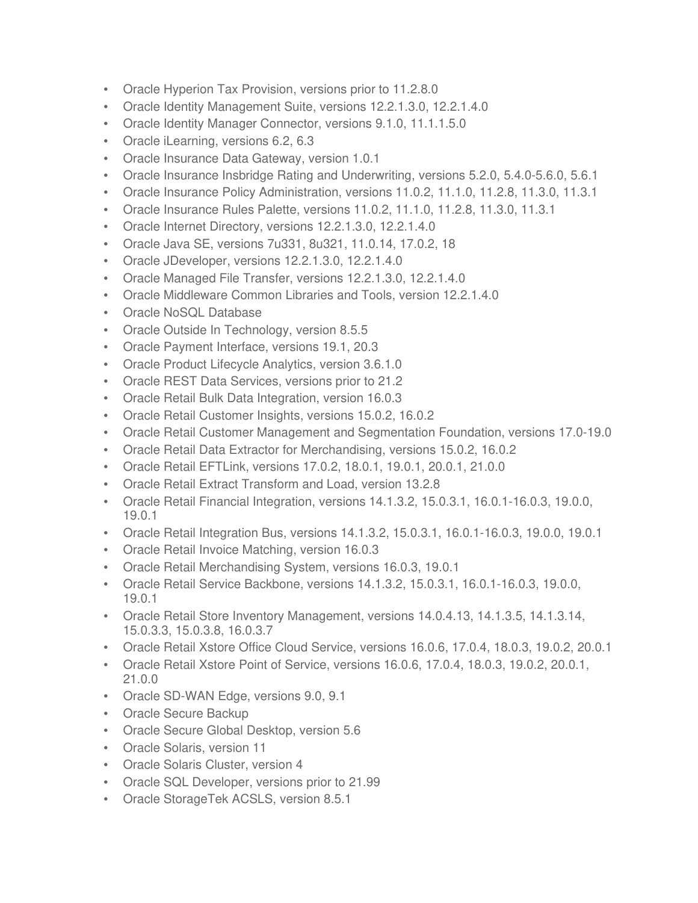- Oracle Hyperion Tax Provision, versions prior to 11.2.8.0
- Oracle Identity Management Suite, versions 12.2.1.3.0, 12.2.1.4.0
- Oracle Identity Manager Connector, versions 9.1.0, 11.1.1.5.0
- Oracle iLearning, versions 6.2, 6.3
- Oracle Insurance Data Gateway, version 1.0.1
- Oracle Insurance Insbridge Rating and Underwriting, versions 5.2.0, 5.4.0-5.6.0, 5.6.1
- Oracle Insurance Policy Administration, versions 11.0.2, 11.1.0, 11.2.8, 11.3.0, 11.3.1
- Oracle Insurance Rules Palette, versions 11.0.2, 11.1.0, 11.2.8, 11.3.0, 11.3.1
- Oracle Internet Directory, versions 12.2.1.3.0, 12.2.1.4.0
- Oracle Java SE, versions 7u331, 8u321, 11.0.14, 17.0.2, 18
- Oracle JDeveloper, versions 12.2.1.3.0, 12.2.1.4.0
- Oracle Managed File Transfer, versions 12.2.1.3.0, 12.2.1.4.0
- Oracle Middleware Common Libraries and Tools, version 12.2.1.4.0
- Oracle NoSQL Database
- Oracle Outside In Technology, version 8.5.5
- Oracle Payment Interface, versions 19.1, 20.3
- Oracle Product Lifecycle Analytics, version 3.6.1.0
- Oracle REST Data Services, versions prior to 21.2
- Oracle Retail Bulk Data Integration, version 16.0.3
- Oracle Retail Customer Insights, versions 15.0.2, 16.0.2
- Oracle Retail Customer Management and Segmentation Foundation, versions 17.0-19.0
- Oracle Retail Data Extractor for Merchandising, versions 15.0.2, 16.0.2
- Oracle Retail EFTLink, versions 17.0.2, 18.0.1, 19.0.1, 20.0.1, 21.0.0
- Oracle Retail Extract Transform and Load, version 13.2.8
- Oracle Retail Financial Integration, versions 14.1.3.2, 15.0.3.1, 16.0.1-16.0.3, 19.0.0, 19.0.1
- Oracle Retail Integration Bus, versions 14.1.3.2, 15.0.3.1, 16.0.1-16.0.3, 19.0.0, 19.0.1
- Oracle Retail Invoice Matching, version 16.0.3
- Oracle Retail Merchandising System, versions 16.0.3, 19.0.1
- Oracle Retail Service Backbone, versions 14.1.3.2, 15.0.3.1, 16.0.1-16.0.3, 19.0.0, 19.0.1
- Oracle Retail Store Inventory Management, versions 14.0.4.13, 14.1.3.5, 14.1.3.14, 15.0.3.3, 15.0.3.8, 16.0.3.7
- Oracle Retail Xstore Office Cloud Service, versions 16.0.6, 17.0.4, 18.0.3, 19.0.2, 20.0.1
- Oracle Retail Xstore Point of Service, versions 16.0.6, 17.0.4, 18.0.3, 19.0.2, 20.0.1, 21.0.0
- Oracle SD-WAN Edge, versions 9.0, 9.1
- Oracle Secure Backup
- Oracle Secure Global Desktop, version 5.6
- Oracle Solaris, version 11
- Oracle Solaris Cluster, version 4
- Oracle SQL Developer, versions prior to 21.99
- Oracle StorageTek ACSLS, version 8.5.1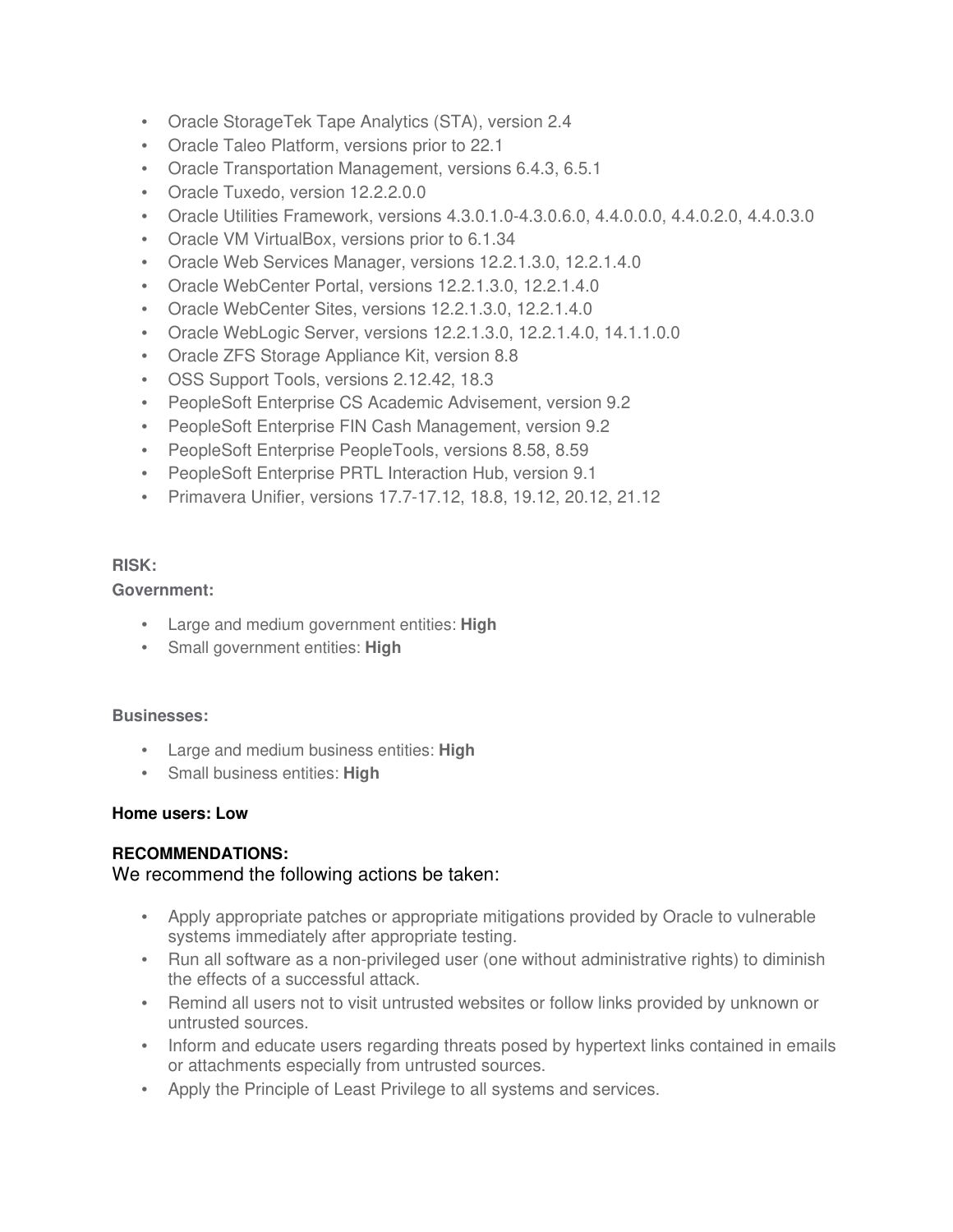- Oracle StorageTek Tape Analytics (STA), version 2.4
- Oracle Taleo Platform, versions prior to 22.1
- Oracle Transportation Management, versions 6.4.3, 6.5.1
- Oracle Tuxedo, version 12.2.2.0.0
- Oracle Utilities Framework, versions 4.3.0.1.0-4.3.0.6.0, 4.4.0.0.0, 4.4.0.2.0, 4.4.0.3.0
- Oracle VM VirtualBox, versions prior to 6.1.34
- Oracle Web Services Manager, versions 12.2.1.3.0, 12.2.1.4.0
- Oracle WebCenter Portal, versions 12.2.1.3.0, 12.2.1.4.0
- Oracle WebCenter Sites, versions 12.2.1.3.0, 12.2.1.4.0
- Oracle WebLogic Server, versions 12.2.1.3.0, 12.2.1.4.0, 14.1.1.0.0
- Oracle ZFS Storage Appliance Kit, version 8.8
- OSS Support Tools, versions 2.12.42, 18.3
- PeopleSoft Enterprise CS Academic Advisement, version 9.2
- PeopleSoft Enterprise FIN Cash Management, version 9.2
- PeopleSoft Enterprise PeopleTools, versions 8.58, 8.59
- PeopleSoft Enterprise PRTL Interaction Hub, version 9.1
- Primavera Unifier, versions 17.7-17.12, 18.8, 19.12, 20.12, 21.12

**RISK:**

**Government:**

- Large and medium government entities: **High**
- Small government entities: **High**

**Businesses:**

- Large and medium business entities: **High**
- Small business entities: **High**

**Home users: Low**

**RECOMMENDATIONS:**

We recommend the following actions be taken:

- Apply appropriate patches or appropriate mitigations provided by Oracle to vulnerable systems immediately after appropriate testing.
- Run all software as a non-privileged user (one without administrative rights) to diminish the effects of a successful attack.
- Remind all users not to visit untrusted websites or follow links provided by unknown or untrusted sources.
- Inform and educate users regarding threats posed by hypertext links contained in emails or attachments especially from untrusted sources.
- Apply the Principle of Least Privilege to all systems and services.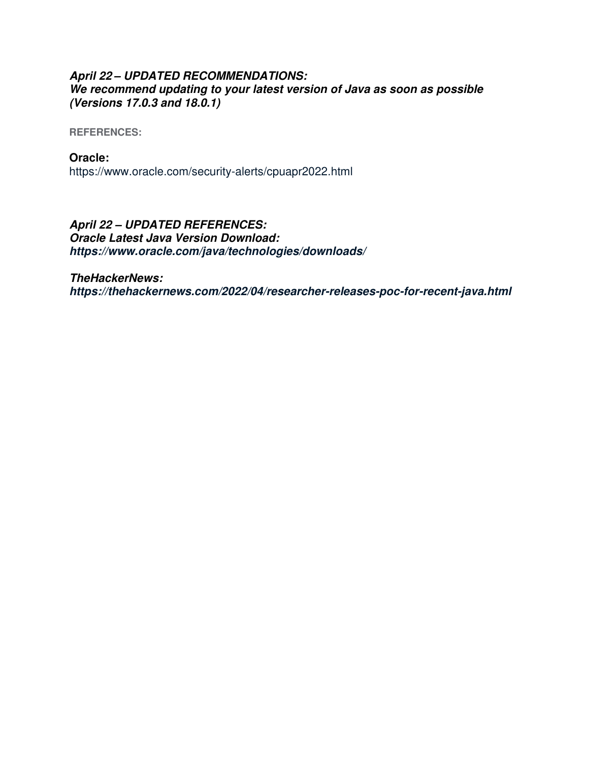***April 22 – UPDATED RECOMMENDATIONS:***
***We recommend updating to your latest version of Java as soon as possible (Versions 17.0.3 and 18.0.1)***

**REFERENCES:**

**Oracle:**
https://www.oracle.com/security-alerts/cpuapr2022.html

***April 22 – UPDATED REFERENCES:***
***Oracle Latest Java Version Download:***
***https://www.oracle.com/java/technologies/downloads/***

***TheHackerNews:***
***https://thehackernews.com/2022/04/researcher-releases-poc-for-recent-java.html***